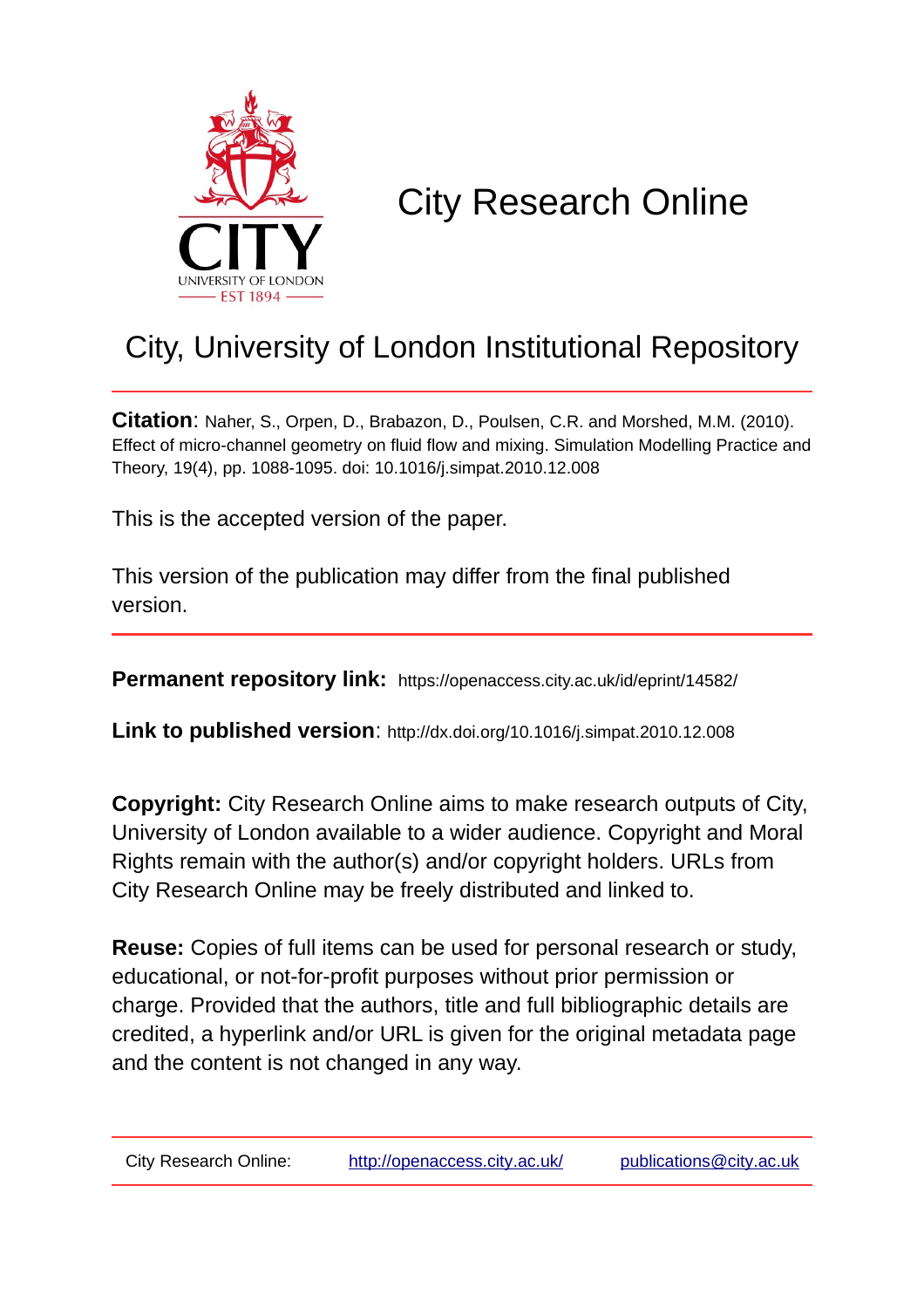CITY

UNIVERSITY OF LONDON

EST 1894

# City Research Online

## City, University of London Institutional Repository

**Citation**: Naher, S., Orpen, D., Brabazon, D., Poulsen, C.R. and Morshed, M.M. (2010). Effect of micro-channel geometry on fluid flow and mixing. Simulation Modelling Practice and Theory, 19(4), pp. 1088-1095. doi: 10.1016/j.simpat.2010.12.008

This is the accepted version of the paper.

This version of the publication may differ from the final published version.

**Permanent repository link:** https://openaccess.city.ac.uk/id/eprint/14582/

**Link to published version**: http://dx.doi.org/10.1016/j.simpat.2010.12.008

**Copyright:** City Research Online aims to make research outputs of City, University of London available to a wider audience. Copyright and Moral Rights remain with the author(s) and/or copyright holders. URLs from City Research Online may be freely distributed and linked to.

**Reuse:** Copies of full items can be used for personal research or study, educational, or not-for-profit purposes without prior permission or charge. Provided that the authors, title and full bibliographic details are credited, a hyperlink and/or URL is given for the original metadata page and the content is not changed in any way.

City Research Online: http://openaccess.city.ac.uk/ publications@city.ac.uk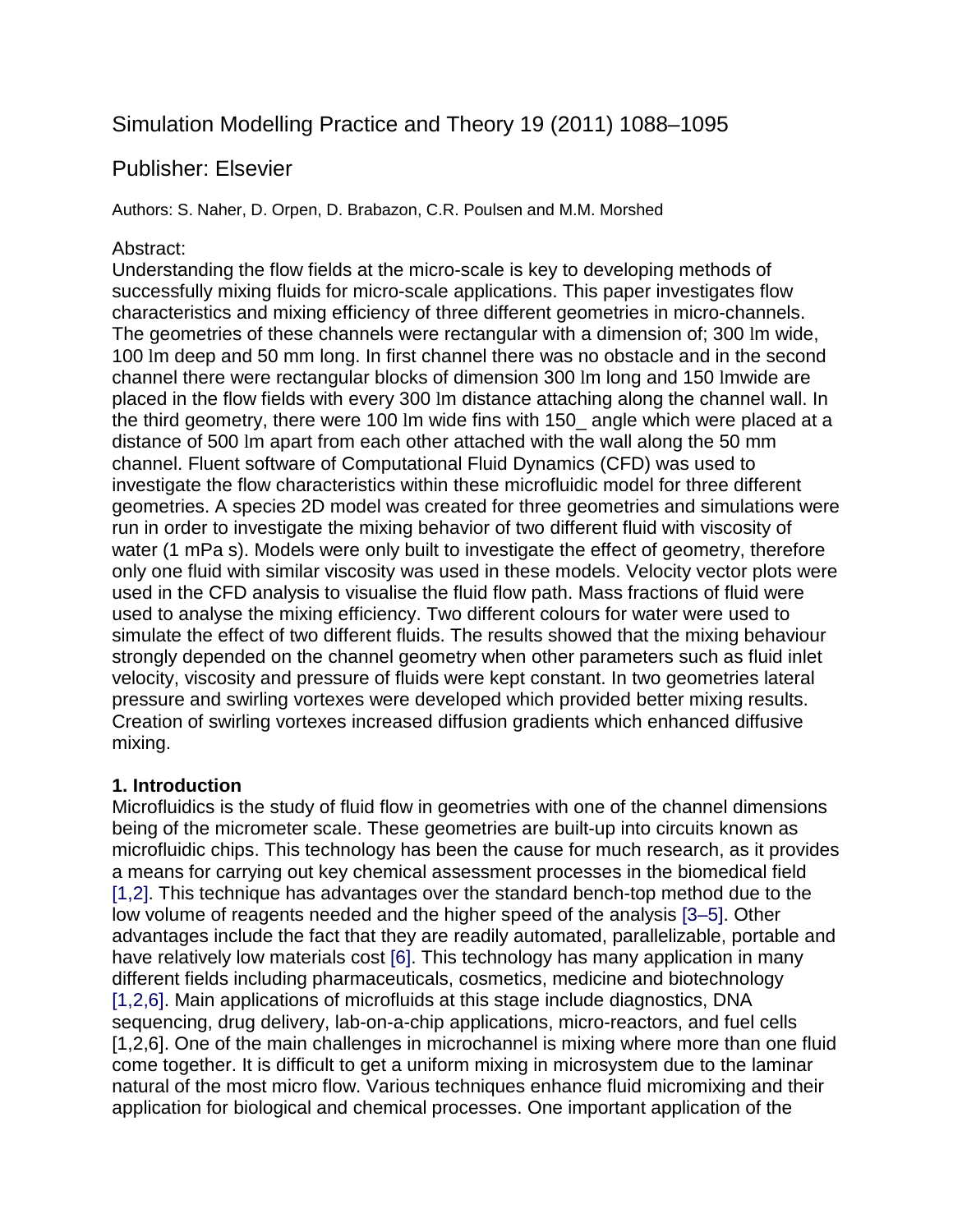Simulation Modelling Practice and Theory 19 (2011) 1088–1095

Publisher: Elsevier

Authors: S. Naher, D. Orpen, D. Brabazon, C.R. Poulsen and M.M. Morshed

Abstract:
Understanding the flow fields at the micro-scale is key to developing methods of successfully mixing fluids for micro-scale applications. This paper investigates flow characteristics and mixing efficiency of three different geometries in micro-channels. The geometries of these channels were rectangular with a dimension of; 300 lm wide, 100 lm deep and 50 mm long. In first channel there was no obstacle and in the second channel there were rectangular blocks of dimension 300 lm long and 150 lmwide are placed in the flow fields with every 300 lm distance attaching along the channel wall. In the third geometry, there were 100 lm wide fins with 150_ angle which were placed at a distance of 500 lm apart from each other attached with the wall along the 50 mm channel. Fluent software of Computational Fluid Dynamics (CFD) was used to investigate the flow characteristics within these microfluidic model for three different geometries. A species 2D model was created for three geometries and simulations were run in order to investigate the mixing behavior of two different fluid with viscosity of water (1 mPa s). Models were only built to investigate the effect of geometry, therefore only one fluid with similar viscosity was used in these models. Velocity vector plots were used in the CFD analysis to visualise the fluid flow path. Mass fractions of fluid were used to analyse the mixing efficiency. Two different colours for water were used to simulate the effect of two different fluids. The results showed that the mixing behaviour strongly depended on the channel geometry when other parameters such as fluid inlet velocity, viscosity and pressure of fluids were kept constant. In two geometries lateral pressure and swirling vortexes were developed which provided better mixing results. Creation of swirling vortexes increased diffusion gradients which enhanced diffusive mixing.

**1. Introduction**

Microfluidics is the study of fluid flow in geometries with one of the channel dimensions being of the micrometer scale. These geometries are built-up into circuits known as microfluidic chips. This technology has been the cause for much research, as it provides a means for carrying out key chemical assessment processes in the biomedical field [1,2]. This technique has advantages over the standard bench-top method due to the low volume of reagents needed and the higher speed of the analysis [3–5]. Other advantages include the fact that they are readily automated, parallelizable, portable and have relatively low materials cost [6]. This technology has many application in many different fields including pharmaceuticals, cosmetics, medicine and biotechnology [1,2,6]. Main applications of microfluids at this stage include diagnostics, DNA sequencing, drug delivery, lab-on-a-chip applications, micro-reactors, and fuel cells [1,2,6]. One of the main challenges in microchannel is mixing where more than one fluid come together. It is difficult to get a uniform mixing in microsystem due to the laminar natural of the most micro flow. Various techniques enhance fluid micromixing and their application for biological and chemical processes. One important application of the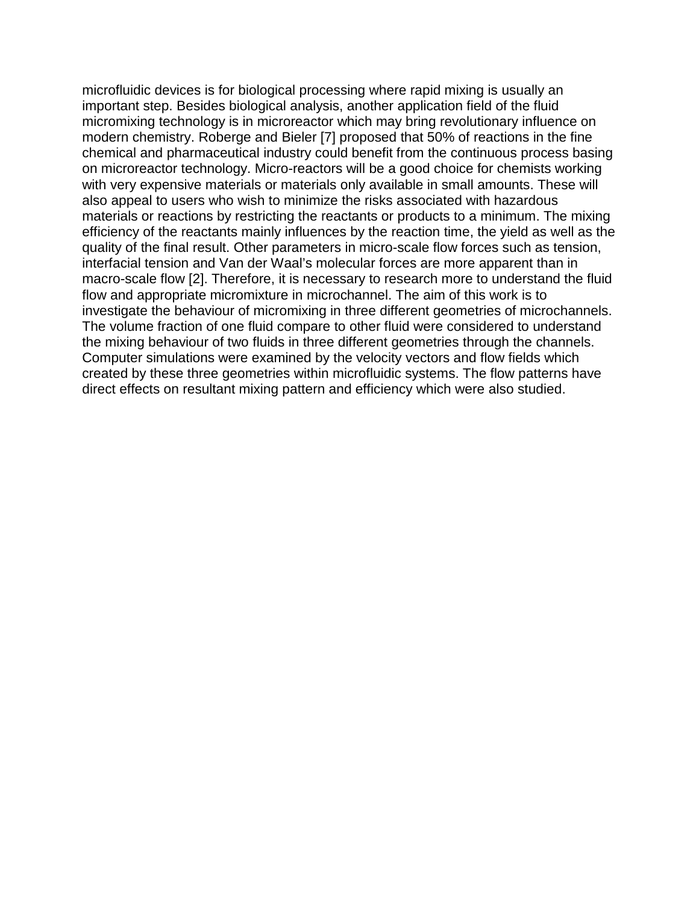microfluidic devices is for biological processing where rapid mixing is usually an important step. Besides biological analysis, another application field of the fluid micromixing technology is in microreactor which may bring revolutionary influence on modern chemistry. Roberge and Bieler [7] proposed that 50% of reactions in the fine chemical and pharmaceutical industry could benefit from the continuous process basing on microreactor technology. Micro-reactors will be a good choice for chemists working with very expensive materials or materials only available in small amounts. These will also appeal to users who wish to minimize the risks associated with hazardous materials or reactions by restricting the reactants or products to a minimum. The mixing efficiency of the reactants mainly influences by the reaction time, the yield as well as the quality of the final result. Other parameters in micro-scale flow forces such as tension, interfacial tension and Van der Waal's molecular forces are more apparent than in macro-scale flow [2]. Therefore, it is necessary to research more to understand the fluid flow and appropriate micromixture in microchannel. The aim of this work is to investigate the behaviour of micromixing in three different geometries of microchannels. The volume fraction of one fluid compare to other fluid were considered to understand the mixing behaviour of two fluids in three different geometries through the channels. Computer simulations were examined by the velocity vectors and flow fields which created by these three geometries within microfluidic systems. The flow patterns have direct effects on resultant mixing pattern and efficiency which were also studied.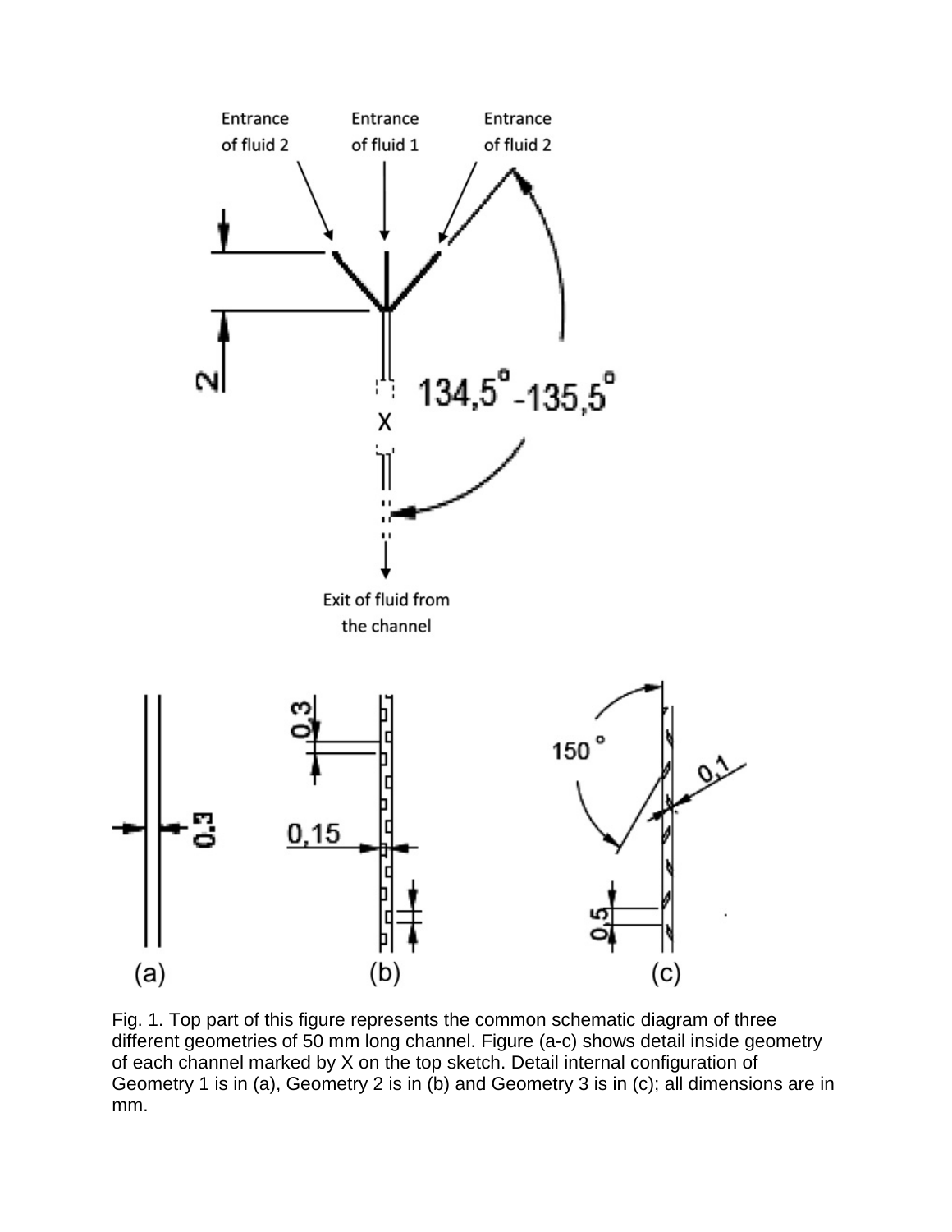Fig. 1. Top part of this figure represents the common schematic diagram of three different geometries of 50 mm long channel. Figure (a-c) shows detail inside geometry of each channel marked by X on the top sketch. Detail internal configuration of Geometry 1 is in (a), Geometry 2 is in (b) and Geometry 3 is in (c); all dimensions are in mm.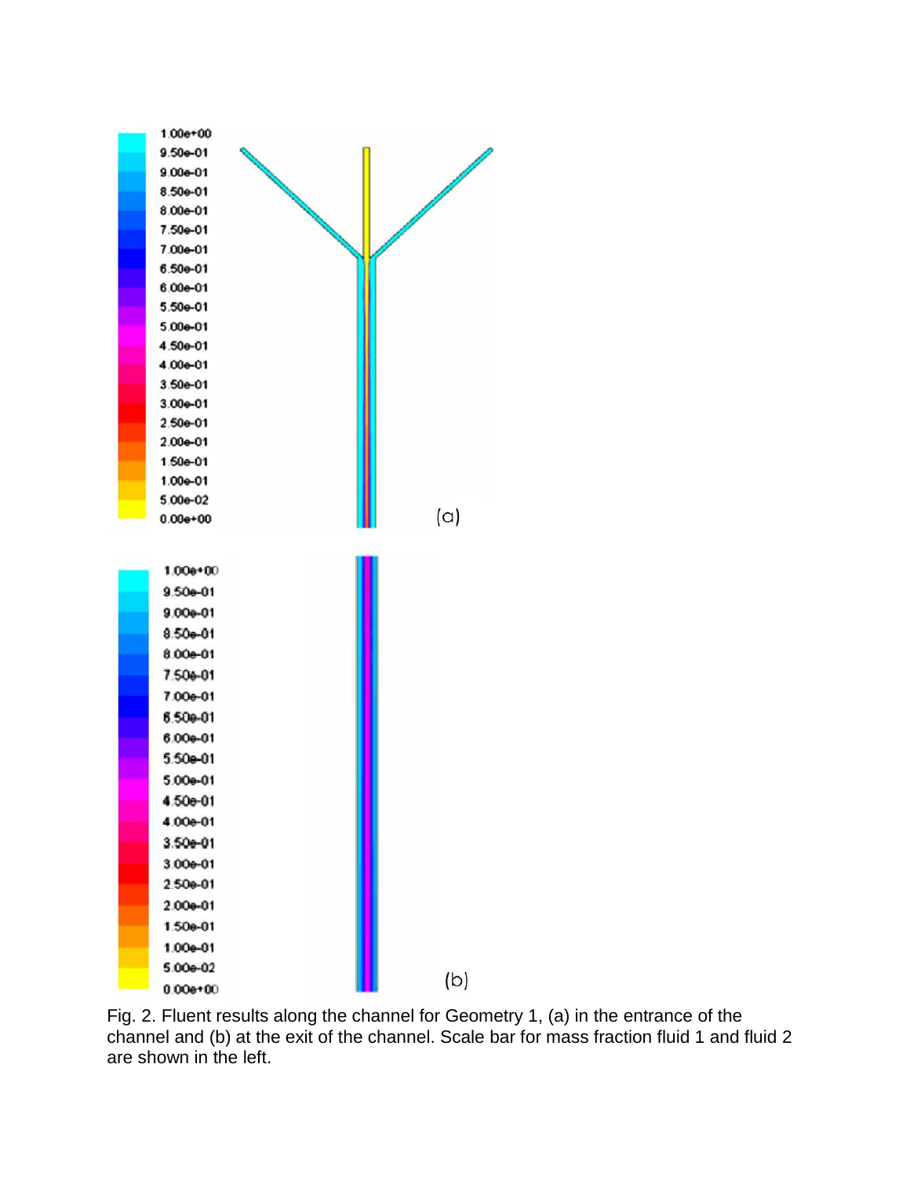Fig. 2. Fluent results along the channel for Geometry 1, (a) in the entrance of the channel and (b) at the exit of the channel. Scale bar for mass fraction fluid 1 and fluid 2 are shown in the left.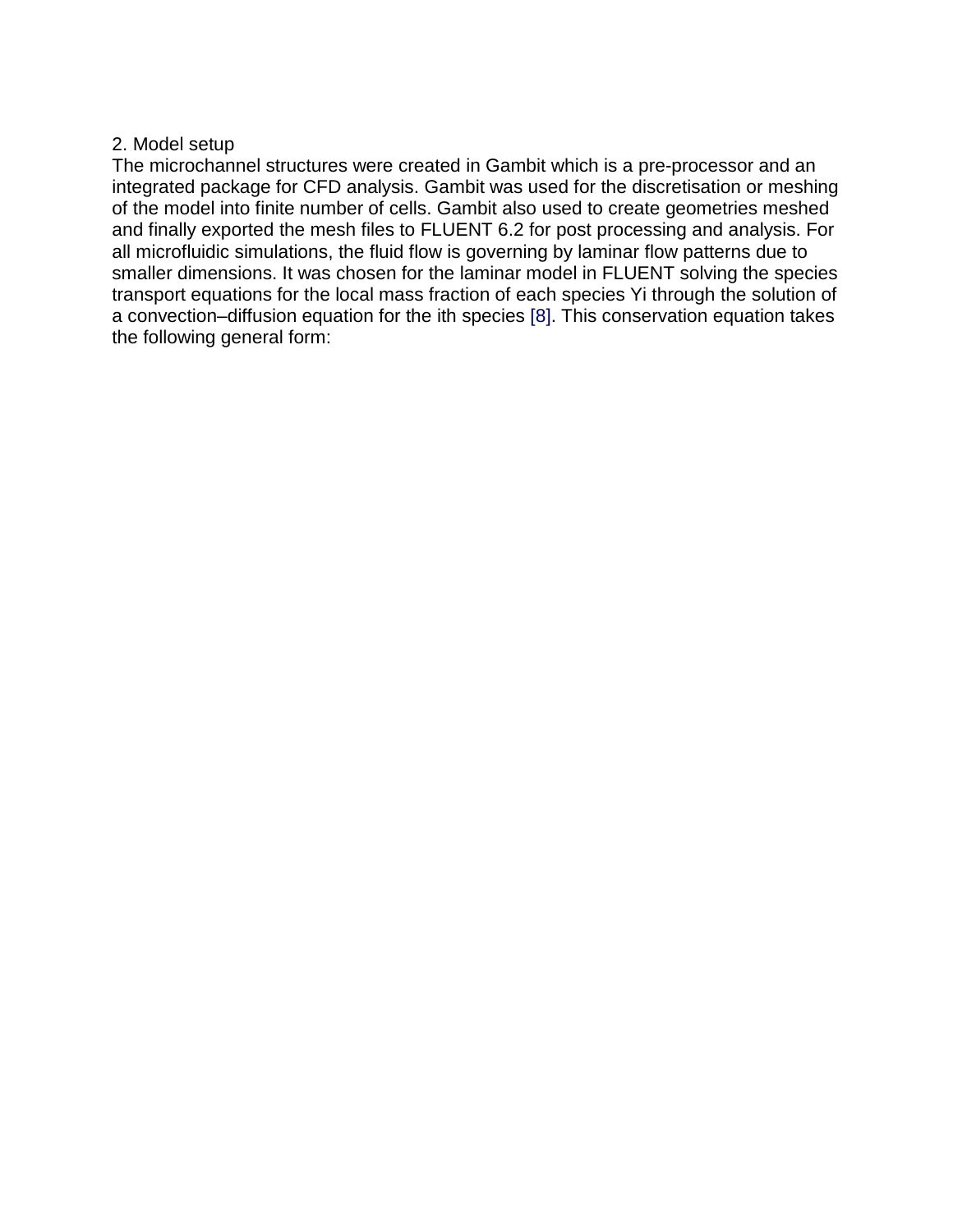## 2. Model setup

The microchannel structures were created in Gambit which is a pre-processor and an integrated package for CFD analysis. Gambit was used for the discretisation or meshing of the model into finite number of cells. Gambit also used to create geometries meshed and finally exported the mesh files to FLUENT 6.2 for post processing and analysis. For all microfluidic simulations, the fluid flow is governing by laminar flow patterns due to smaller dimensions. It was chosen for the laminar model in FLUENT solving the species transport equations for the local mass fraction of each species $Y_i$ through the solution of a convection–diffusion equation for the ith species [8]. This conservation equation takes the following general form: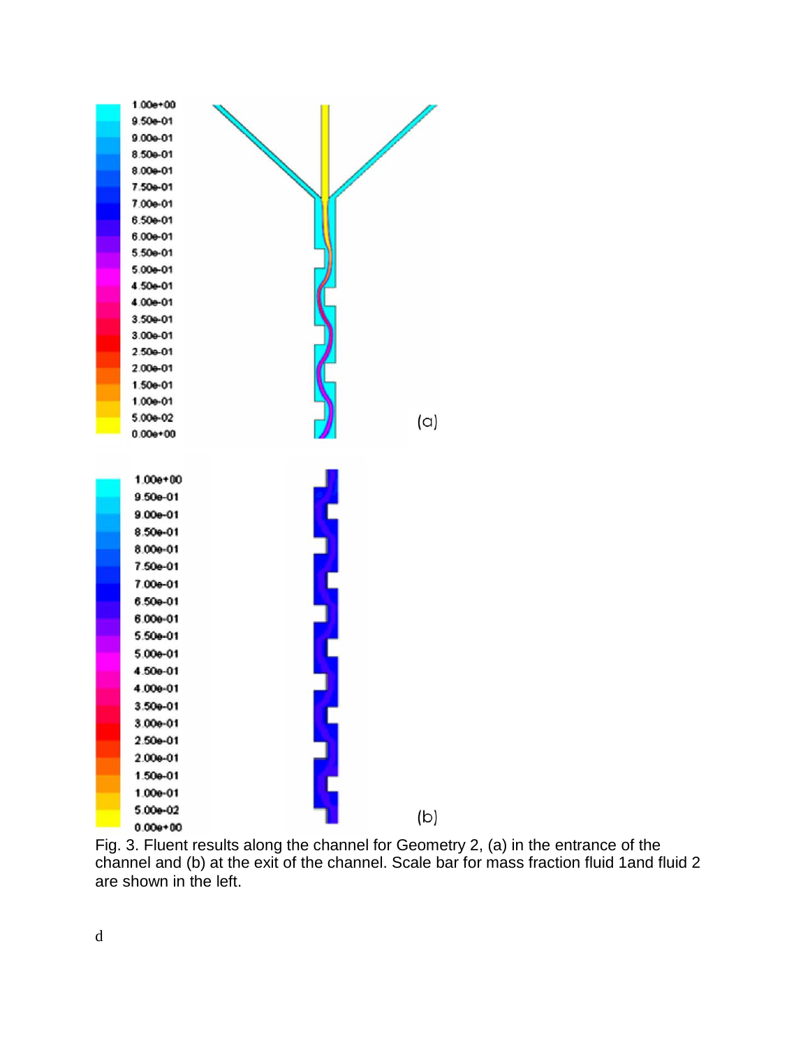Fig. 3. Fluent results along the channel for Geometry 2, (a) in the entrance of the channel and (b) at the exit of the channel. Scale bar for mass fraction fluid 1and fluid 2 are shown in the left.

d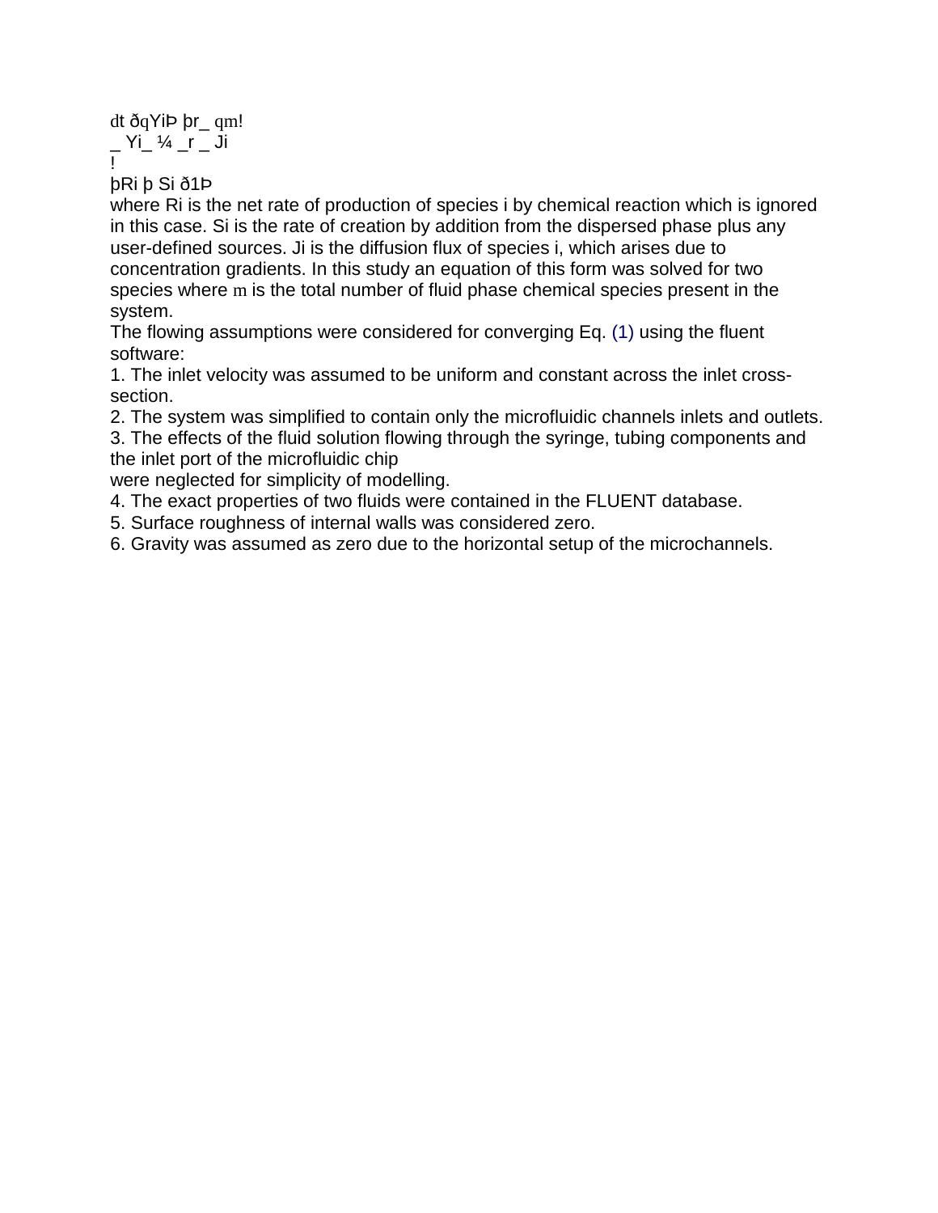$$\frac{\partial}{\partial t}(\rho Y_i) + \nabla \cdot (\rho \vec{v} Y_i) = -\nabla \cdot \vec{J}_i + R_i + S_i \quad (1)$$

where $R_i$ is the net rate of production of species i by chemical reaction which is ignored in this case. $S_i$ is the rate of creation by addition from the dispersed phase plus any user-defined sources. $J_i$ is the diffusion flux of species i, which arises due to concentration gradients. In this study an equation of this form was solved for two species where $m$ is the total number of fluid phase chemical species present in the system.

The flowing assumptions were considered for converging Eq. (1) using the fluent software:

1. The inlet velocity was assumed to be uniform and constant across the inlet cross-section.
2. The system was simplified to contain only the microfluidic channels inlets and outlets.
3. The effects of the fluid solution flowing through the syringe, tubing components and the inlet port of the microfluidic chip were neglected for simplicity of modelling.
4. The exact properties of two fluids were contained in the FLUENT database.
5. Surface roughness of internal walls was considered zero.
6. Gravity was assumed as zero due to the horizontal setup of the microchannels.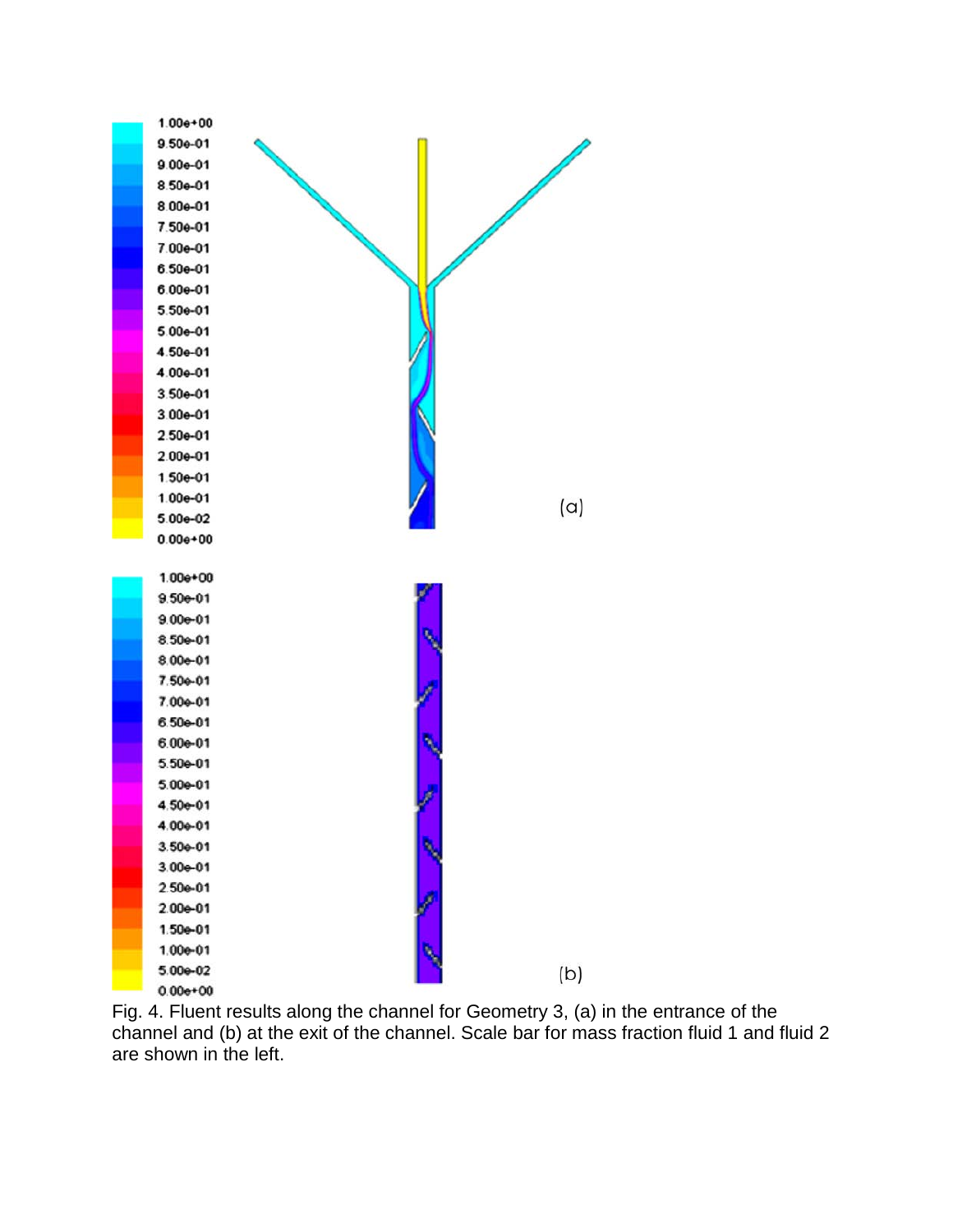Fig. 4. Fluent results along the channel for Geometry 3, (a) in the entrance of the channel and (b) at the exit of the channel. Scale bar for mass fraction fluid 1 and fluid 2 are shown in the left.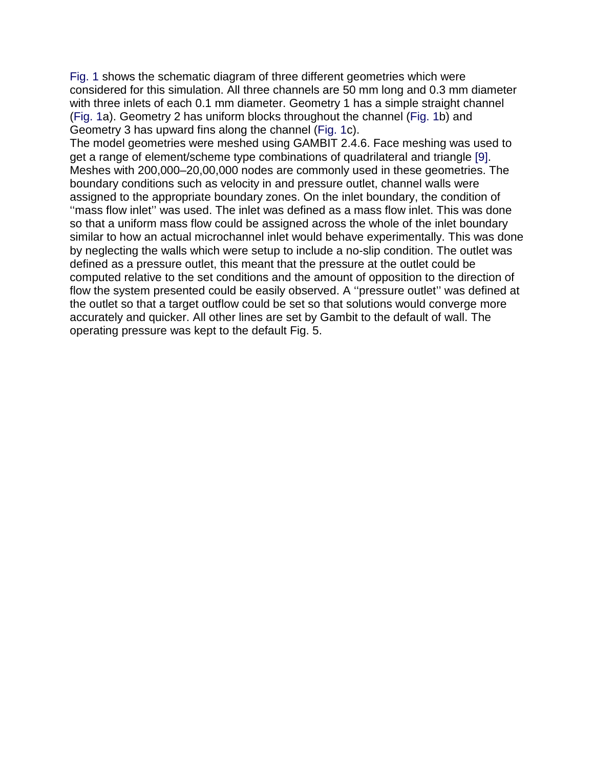Fig. 1 shows the schematic diagram of three different geometries which were considered for this simulation. All three channels are 50 mm long and 0.3 mm diameter with three inlets of each 0.1 mm diameter. Geometry 1 has a simple straight channel (Fig. 1a). Geometry 2 has uniform blocks throughout the channel (Fig. 1b) and Geometry 3 has upward fins along the channel (Fig. 1c).

The model geometries were meshed using GAMBIT 2.4.6. Face meshing was used to get a range of element/scheme type combinations of quadrilateral and triangle [9]. Meshes with 200,000–20,00,000 nodes are commonly used in these geometries. The boundary conditions such as velocity in and pressure outlet, channel walls were assigned to the appropriate boundary zones. On the inlet boundary, the condition of ''mass flow inlet'' was used. The inlet was defined as a mass flow inlet. This was done so that a uniform mass flow could be assigned across the whole of the inlet boundary similar to how an actual microchannel inlet would behave experimentally. This was done by neglecting the walls which were setup to include a no-slip condition. The outlet was defined as a pressure outlet, this meant that the pressure at the outlet could be computed relative to the set conditions and the amount of opposition to the direction of flow the system presented could be easily observed. A ''pressure outlet'' was defined at the outlet so that a target outflow could be set so that solutions would converge more accurately and quicker. All other lines are set by Gambit to the default of wall. The operating pressure was kept to the default Fig. 5.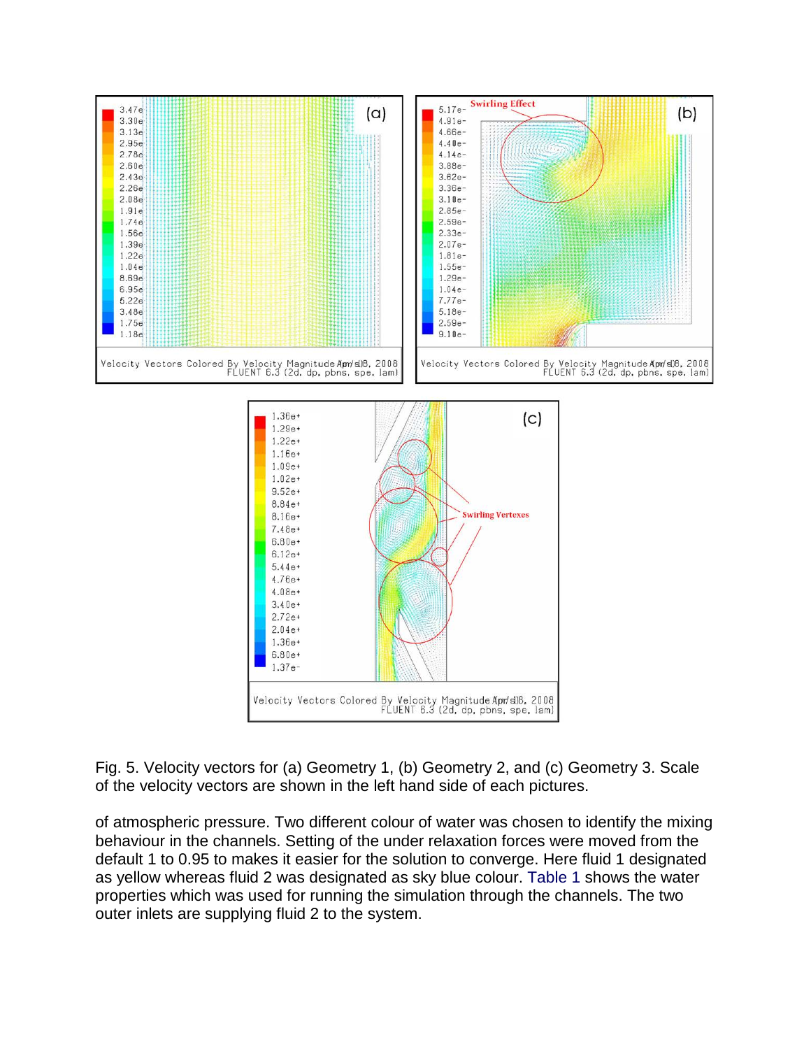Fig. 5. Velocity vectors for (a) Geometry 1, (b) Geometry 2, and (c) Geometry 3. Scale of the velocity vectors are shown in the left hand side of each pictures.

of atmospheric pressure. Two different colour of water was chosen to identify the mixing behaviour in the channels. Setting of the under relaxation forces were moved from the default 1 to 0.95 to makes it easier for the solution to converge. Here fluid 1 designated as yellow whereas fluid 2 was designated as sky blue colour. Table 1 shows the water properties which was used for running the simulation through the channels. The two outer inlets are supplying fluid 2 to the system.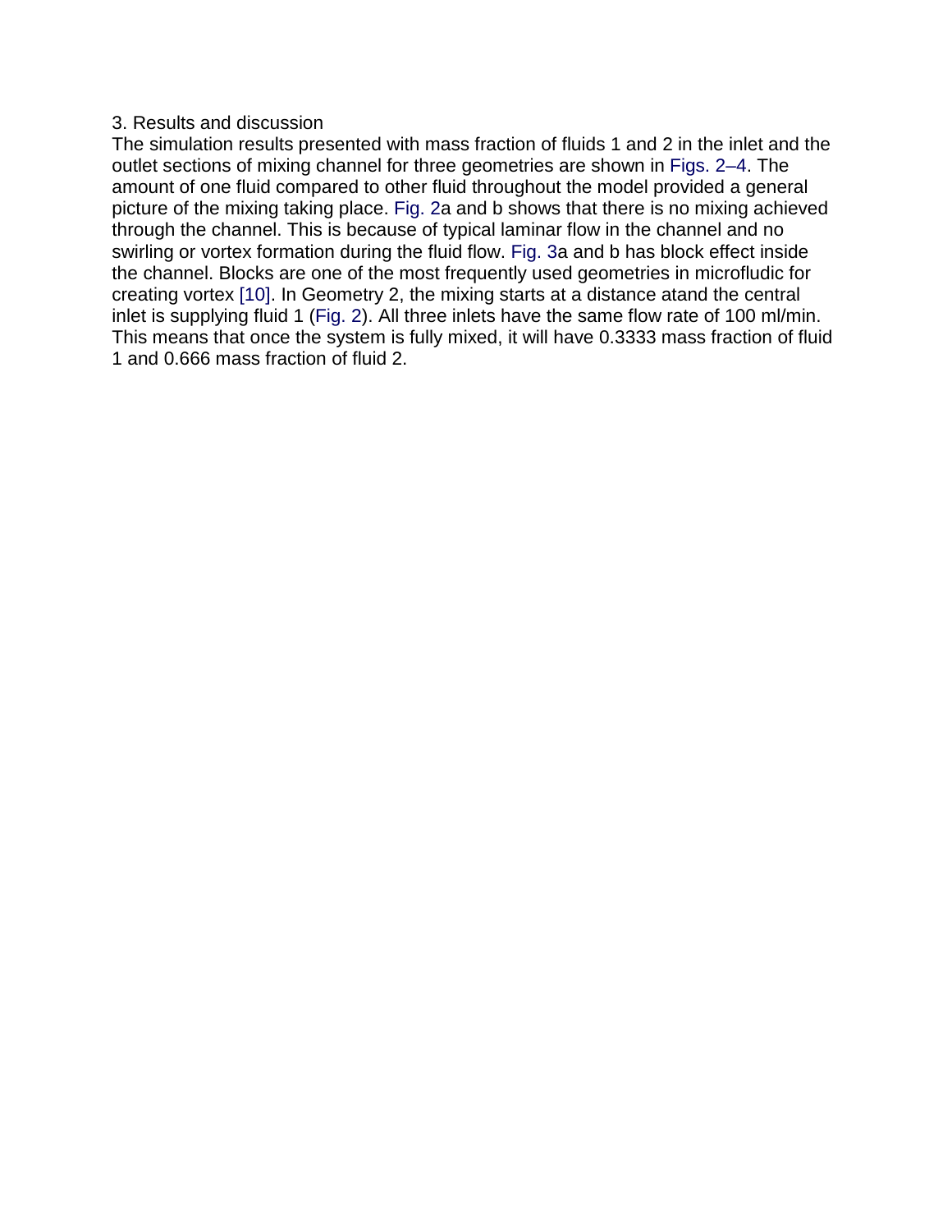## 3. Results and discussion

The simulation results presented with mass fraction of fluids 1 and 2 in the inlet and the outlet sections of mixing channel for three geometries are shown in Figs. 2–4. The amount of one fluid compared to other fluid throughout the model provided a general picture of the mixing taking place. Fig. 2a and b shows that there is no mixing achieved through the channel. This is because of typical laminar flow in the channel and no swirling or vortex formation during the fluid flow. Fig. 3a and b has block effect inside the channel. Blocks are one of the most frequently used geometries in microfludic for creating vortex [10]. In Geometry 2, the mixing starts at a distance atand the central inlet is supplying fluid 1 (Fig. 2). All three inlets have the same flow rate of 100 ml/min. This means that once the system is fully mixed, it will have 0.3333 mass fraction of fluid 1 and 0.666 mass fraction of fluid 2.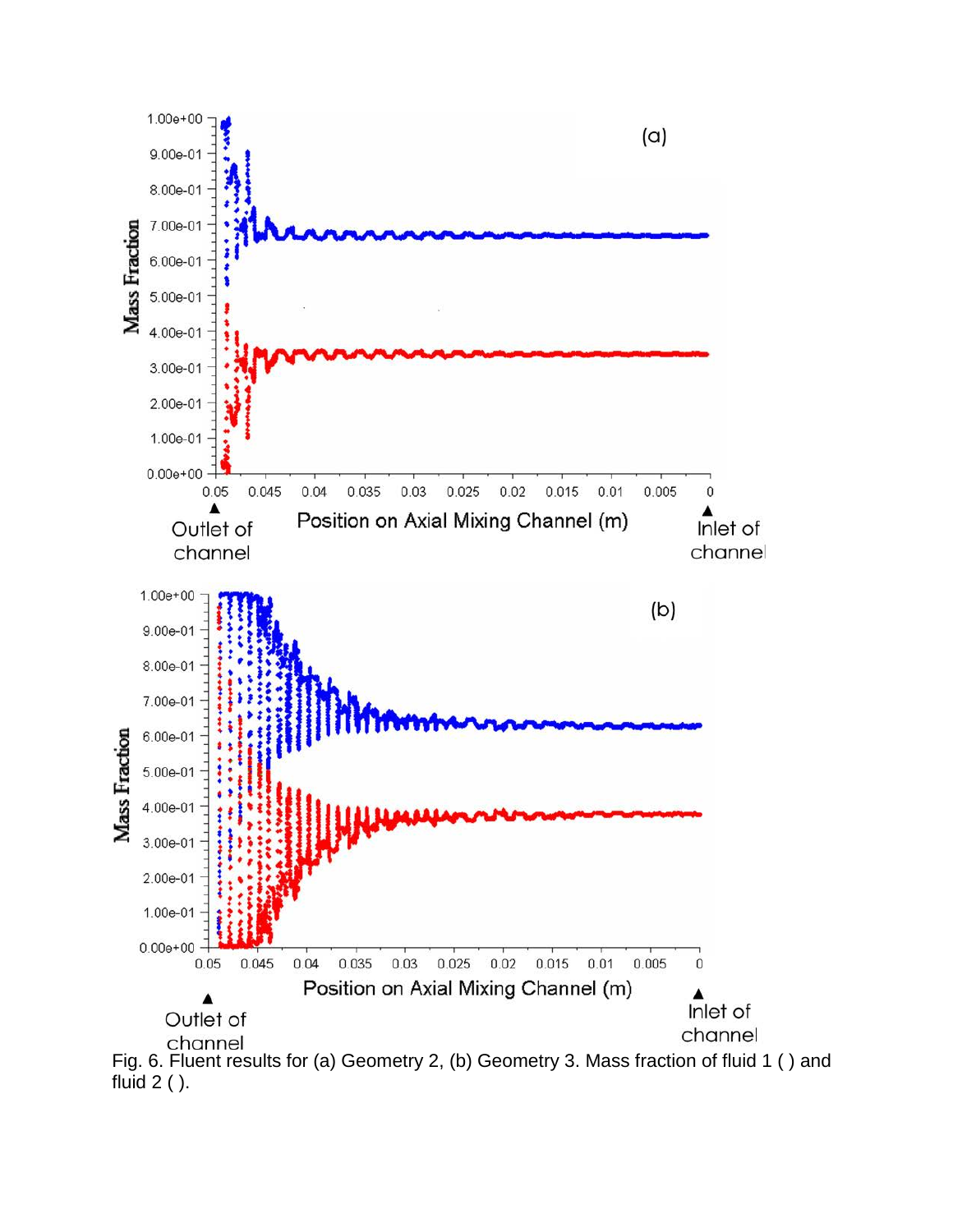Fig. 6. Fluent results for (a) Geometry 2, (b) Geometry 3. Mass fraction of fluid 1 ( ) and fluid 2 ( ).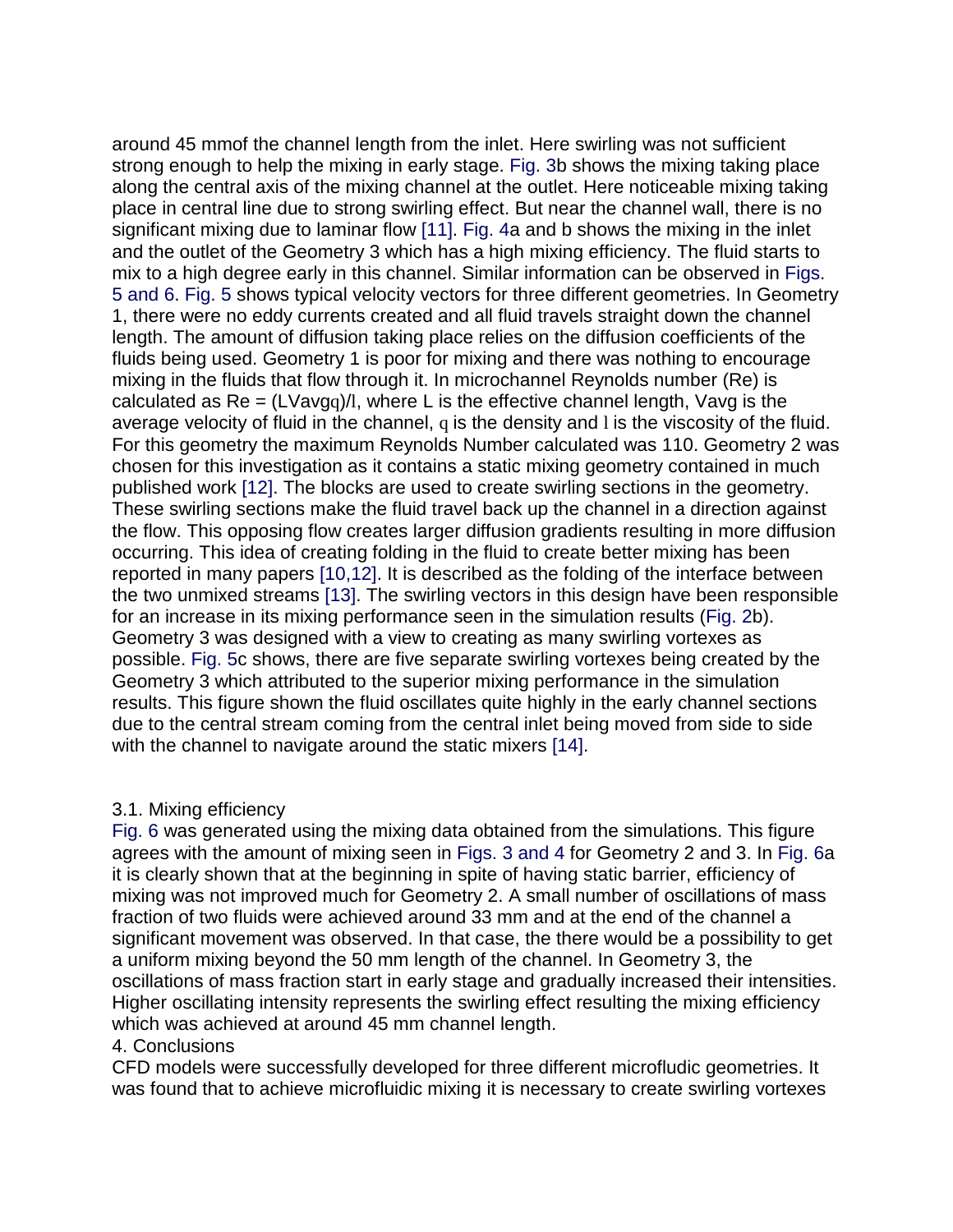around 45 mmof the channel length from the inlet. Here swirling was not sufficient strong enough to help the mixing in early stage. Fig. 3b shows the mixing taking place along the central axis of the mixing channel at the outlet. Here noticeable mixing taking place in central line due to strong swirling effect. But near the channel wall, there is no significant mixing due to laminar flow [11]. Fig. 4a and b shows the mixing in the inlet and the outlet of the Geometry 3 which has a high mixing efficiency. The fluid starts to mix to a high degree early in this channel. Similar information can be observed in Figs. 5 and 6. Fig. 5 shows typical velocity vectors for three different geometries. In Geometry 1, there were no eddy currents created and all fluid travels straight down the channel length. The amount of diffusion taking place relies on the diffusion coefficients of the fluids being used. Geometry 1 is poor for mixing and there was nothing to encourage mixing in the fluids that flow through it. In microchannel Reynolds number (Re) is calculated as Re = (LVavgq)/l, where L is the effective channel length, Vavg is the average velocity of fluid in the channel, q is the density and l is the viscosity of the fluid. For this geometry the maximum Reynolds Number calculated was 110. Geometry 2 was chosen for this investigation as it contains a static mixing geometry contained in much published work [12]. The blocks are used to create swirling sections in the geometry. These swirling sections make the fluid travel back up the channel in a direction against the flow. This opposing flow creates larger diffusion gradients resulting in more diffusion occurring. This idea of creating folding in the fluid to create better mixing has been reported in many papers [10,12]. It is described as the folding of the interface between the two unmixed streams [13]. The swirling vectors in this design have been responsible for an increase in its mixing performance seen in the simulation results (Fig. 2b). Geometry 3 was designed with a view to creating as many swirling vortexes as possible. Fig. 5c shows, there are five separate swirling vortexes being created by the Geometry 3 which attributed to the superior mixing performance in the simulation results. This figure shown the fluid oscillates quite highly in the early channel sections due to the central stream coming from the central inlet being moved from side to side with the channel to navigate around the static mixers [14].

### 3.1. Mixing efficiency

Fig. 6 was generated using the mixing data obtained from the simulations. This figure agrees with the amount of mixing seen in Figs. 3 and 4 for Geometry 2 and 3. In Fig. 6a it is clearly shown that at the beginning in spite of having static barrier, efficiency of mixing was not improved much for Geometry 2. A small number of oscillations of mass fraction of two fluids were achieved around 33 mm and at the end of the channel a significant movement was observed. In that case, the there would be a possibility to get a uniform mixing beyond the 50 mm length of the channel. In Geometry 3, the oscillations of mass fraction start in early stage and gradually increased their intensities. Higher oscillating intensity represents the swirling effect resulting the mixing efficiency which was achieved at around 45 mm channel length.

## 4. Conclusions

CFD models were successfully developed for three different microfludic geometries. It was found that to achieve microfluidic mixing it is necessary to create swirling vortexes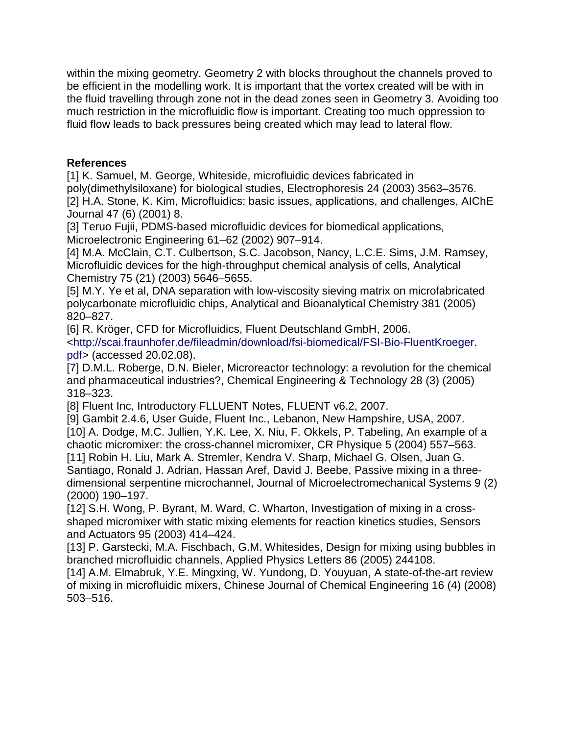within the mixing geometry. Geometry 2 with blocks throughout the channels proved to be efficient in the modelling work. It is important that the vortex created will be with in the fluid travelling through zone not in the dead zones seen in Geometry 3. Avoiding too much restriction in the microfluidic flow is important. Creating too much oppression to fluid flow leads to back pressures being created which may lead to lateral flow.

**References**

[1] K. Samuel, M. George, Whiteside, microfluidic devices fabricated in poly(dimethylsiloxane) for biological studies, Electrophoresis 24 (2003) 3563–3576.

[2] H.A. Stone, K. Kim, Microfluidics: basic issues, applications, and challenges, AIChE Journal 47 (6) (2001) 8.

[3] Teruo Fujii, PDMS-based microfluidic devices for biomedical applications, Microelectronic Engineering 61–62 (2002) 907–914.

[4] M.A. McClain, C.T. Culbertson, S.C. Jacobson, Nancy, L.C.E. Sims, J.M. Ramsey, Microfluidic devices for the high-throughput chemical analysis of cells, Analytical Chemistry 75 (21) (2003) 5646–5655.

[5] M.Y. Ye et al, DNA separation with low-viscosity sieving matrix on microfabricated polycarbonate microfluidic chips, Analytical and Bioanalytical Chemistry 381 (2005) 820–827.

[6] R. Kröger, CFD for Microfluidics, Fluent Deutschland GmbH, 2006. <http://scai.fraunhofer.de/fileadmin/download/fsi-biomedical/FSI-Bio-FluentKroeger.pdf> (accessed 20.02.08).

[7] D.M.L. Roberge, D.N. Bieler, Microreactor technology: a revolution for the chemical and pharmaceutical industries?, Chemical Engineering & Technology 28 (3) (2005) 318–323.

[8] Fluent Inc, Introductory FLLUENT Notes, FLUENT v6.2, 2007.

[9] Gambit 2.4.6, User Guide, Fluent Inc., Lebanon, New Hampshire, USA, 2007.

[10] A. Dodge, M.C. Jullien, Y.K. Lee, X. Niu, F. Okkels, P. Tabeling, An example of a chaotic micromixer: the cross-channel micromixer, CR Physique 5 (2004) 557–563.

[11] Robin H. Liu, Mark A. Stremler, Kendra V. Sharp, Michael G. Olsen, Juan G. Santiago, Ronald J. Adrian, Hassan Aref, David J. Beebe, Passive mixing in a three-dimensional serpentine microchannel, Journal of Microelectromechanical Systems 9 (2) (2000) 190–197.

[12] S.H. Wong, P. Byrant, M. Ward, C. Wharton, Investigation of mixing in a cross-shaped micromixer with static mixing elements for reaction kinetics studies, Sensors and Actuators 95 (2003) 414–424.

[13] P. Garstecki, M.A. Fischbach, G.M. Whitesides, Design for mixing using bubbles in branched microfluidic channels, Applied Physics Letters 86 (2005) 244108.

[14] A.M. Elmabruk, Y.E. Mingxing, W. Yundong, D. Youyuan, A state-of-the-art review of mixing in microfluidic mixers, Chinese Journal of Chemical Engineering 16 (4) (2008) 503–516.